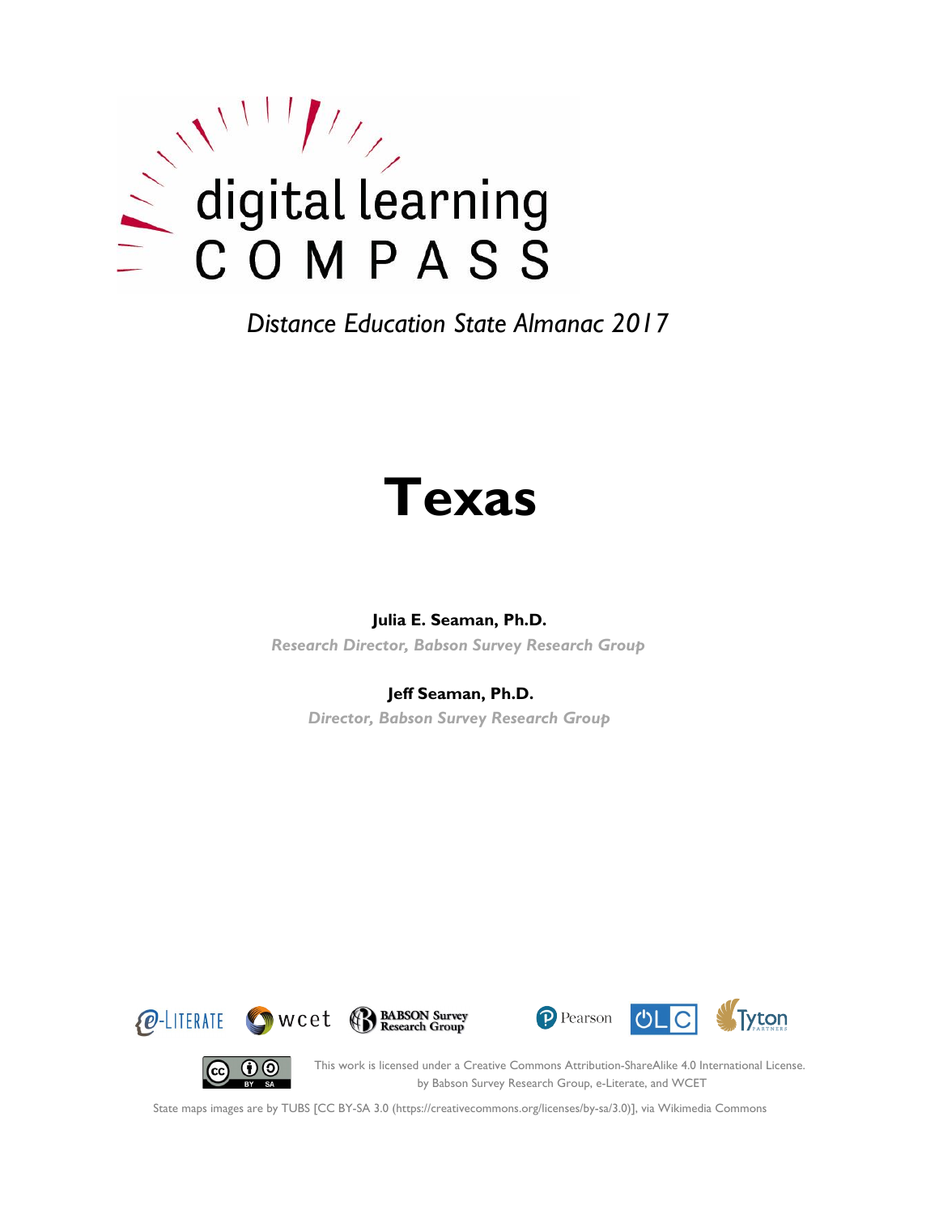digital learning

COMPASS

*Distance Education State Almanac 2017*

# Texas

**Julia E. Seaman, Ph.D.**

*Research Director, Babson Survey Research Group*

**Jeff Seaman, Ph.D.**

*Director, Babson Survey Research Group*

e-LITERATE wcet BABSON Survey Research Group Pearson OLC Tyton PARTNERS

This work is licensed under a Creative Commons Attribution-ShareAlike 4.0 International License. by Babson Survey Research Group, e-Literate, and WCET

State maps images are by TUBS [CC BY-SA 3.0 (https://creativecommons.org/licenses/by-sa/3.0)], via Wikimedia Commons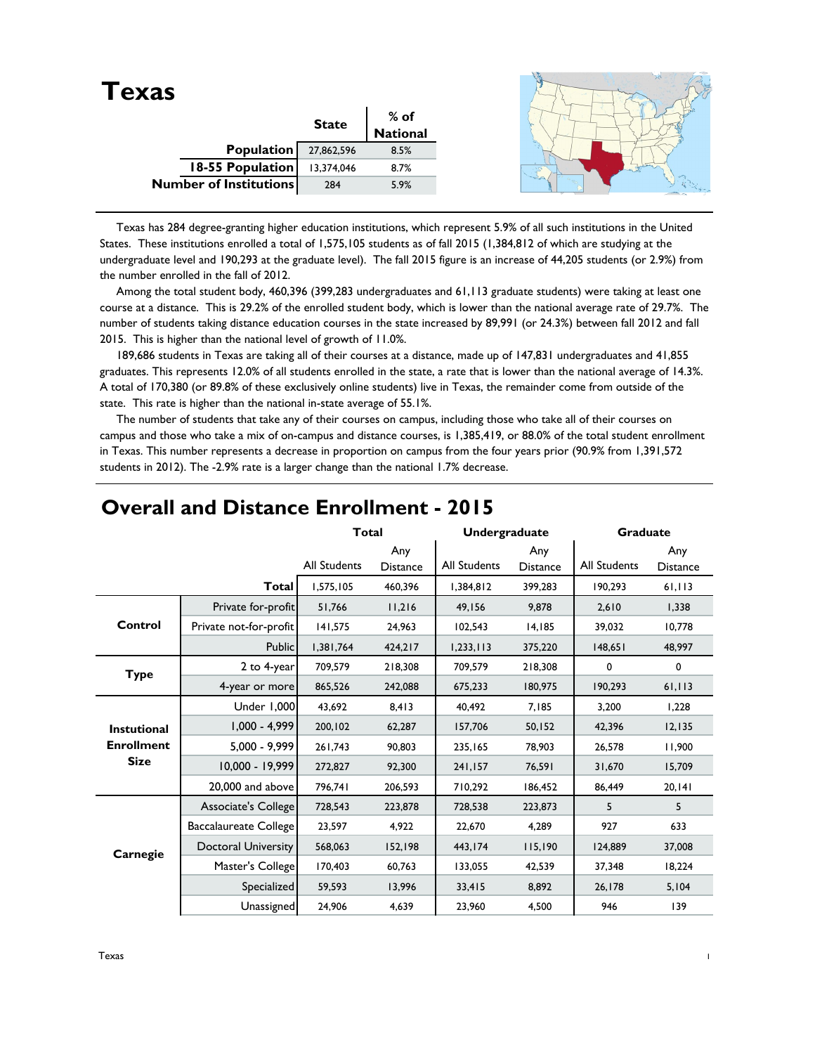# Texas

| | State | % of National |
|---|---|---|
| **Population** | 27,862,596 | 8.5% |
| **18-55 Population** | 13,374,046 | 8.7% |
| **Number of Institutions** | 284 | 5.9% |

Texas has 284 degree-granting higher education institutions, which represent 5.9% of all such institutions in the United States. These institutions enrolled a total of 1,575,105 students as of fall 2015 (1,384,812 of which are studying at the undergraduate level and 190,293 at the graduate level). The fall 2015 figure is an increase of 44,205 students (or 2.9%) from the number enrolled in the fall of 2012.

Among the total student body, 460,396 (399,283 undergraduates and 61,113 graduate students) were taking at least one course at a distance. This is 29.2% of the enrolled student body, which is lower than the national average rate of 29.7%. The number of students taking distance education courses in the state increased by 89,991 (or 24.3%) between fall 2012 and fall 2015. This is higher than the national level of growth of 11.0%.

189,686 students in Texas are taking all of their courses at a distance, made up of 147,831 undergraduates and 41,855 graduates. This represents 12.0% of all students enrolled in the state, a rate that is lower than the national average of 14.3%. A total of 170,380 (or 89.8% of these exclusively online students) live in Texas, the remainder come from outside of the state. This rate is higher than the national in-state average of 55.1%.

The number of students that take any of their courses on campus, including those who take all of their courses on campus and those who take a mix of on-campus and distance courses, is 1,385,419, or 88.0% of the total student enrollment in Texas. This number represents a decrease in proportion on campus from the four years prior (90.9% from 1,391,572 students in 2012). The -2.9% rate is a larger change than the national 1.7% decrease.

## Overall and Distance Enrollment - 2015

| | | Total | | Undergraduate | | Graduate | |
|---|---|---|---|---|---|---|---|
| | | All Students | Any Distance | All Students | Any Distance | All Students | Any Distance |
| | **Total** | 1,575,105 | 460,396 | 1,384,812 | 399,283 | 190,293 | 61,113 |
| **Control** | Private for-profit | 51,766 | 11,216 | 49,156 | 9,878 | 2,610 | 1,338 |
| | Private not-for-profit | 141,575 | 24,963 | 102,543 | 14,185 | 39,032 | 10,778 |
| | Public | 1,381,764 | 424,217 | 1,233,113 | 375,220 | 148,651 | 48,997 |
| **Type** | 2 to 4-year | 709,579 | 218,308 | 709,579 | 218,308 | 0 | 0 |
| | 4-year or more | 865,526 | 242,088 | 675,233 | 180,975 | 190,293 | 61,113 |
| **Instutional Enrollment Size** | Under 1,000 | 43,692 | 8,413 | 40,492 | 7,185 | 3,200 | 1,228 |
| | 1,000 - 4,999 | 200,102 | 62,287 | 157,706 | 50,152 | 42,396 | 12,135 |
| | 5,000 - 9,999 | 261,743 | 90,803 | 235,165 | 78,903 | 26,578 | 11,900 |
| | 10,000 - 19,999 | 272,827 | 92,300 | 241,157 | 76,591 | 31,670 | 15,709 |
| | 20,000 and above | 796,741 | 206,593 | 710,292 | 186,452 | 86,449 | 20,141 |
| **Carnegie** | Associate's College | 728,543 | 223,878 | 728,538 | 223,873 | 5 | 5 |
| | Baccalaureate College | 23,597 | 4,922 | 22,670 | 4,289 | 927 | 633 |
| | Doctoral University | 568,063 | 152,198 | 443,174 | 115,190 | 124,889 | 37,008 |
| | Master's College | 170,403 | 60,763 | 133,055 | 42,539 | 37,348 | 18,224 |
| | Specialized | 59,593 | 13,996 | 33,415 | 8,892 | 26,178 | 5,104 |
| | Unassigned | 24,906 | 4,639 | 23,960 | 4,500 | 946 | 139 |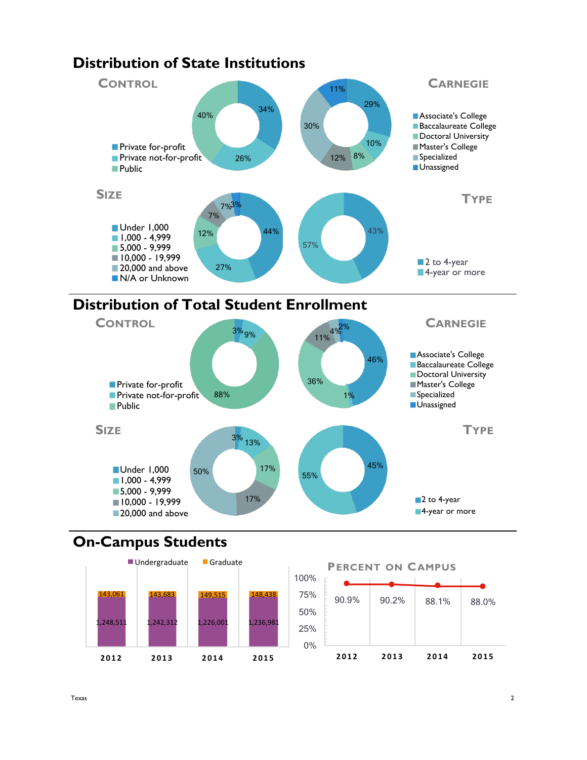# Distribution of State Institutions

## Control

- Private for-profit: 34%
- Private not-for-profit: 26%
- Public: 40%

## Carnegie

- Associate's College: 29%
- Baccalaureate College: 10%
- Doctoral University: 8%
- Master's College: 12%
- Specialized: 30%
- Unassigned: 11%

## Size

- Under 1,000: 44%
- 1,000 - 4,999: 27%
- 5,000 - 9,999: 12%
- 10,000 - 19,999: 7%
- 20,000 and above: 7%
- N/A or Unknown: 3%

## Type

- 2 to 4-year: 43%
- 4-year or more: 57%

# Distribution of Total Student Enrollment

## Control

- Private for-profit: 3%
- Private not-for-profit: 9%
- Public: 88%

## Carnegie

- Associate's College: 46%
- Baccalaureate College: 1%
- Doctoral University: 36%
- Master's College: 11%
- Specialized: 4%
- Unassigned: 2%

## Size

- Under 1,000: 3%
- 1,000 - 4,999: 13%
- 5,000 - 9,999: 17%
- 10,000 - 19,999: 17%
- 20,000 and above: 50%

## Type

- 2 to 4-year: 45%
- 4-year or more: 55%

# On-Campus Students

| Year | Undergraduate | Graduate |
|---|---|---|
| 2012 | 1,248,511 | 143,061 |
| 2013 | 1,242,312 | 143,683 |
| 2014 | 1,226,001 | 149,515 |
| 2015 | 1,236,981 | 148,438 |

## Percent on Campus

| 2012 | 2013 | 2014 | 2015 |
|---|---|---|---|
| 90.9% | 90.2% | 88.1% | 88.0% |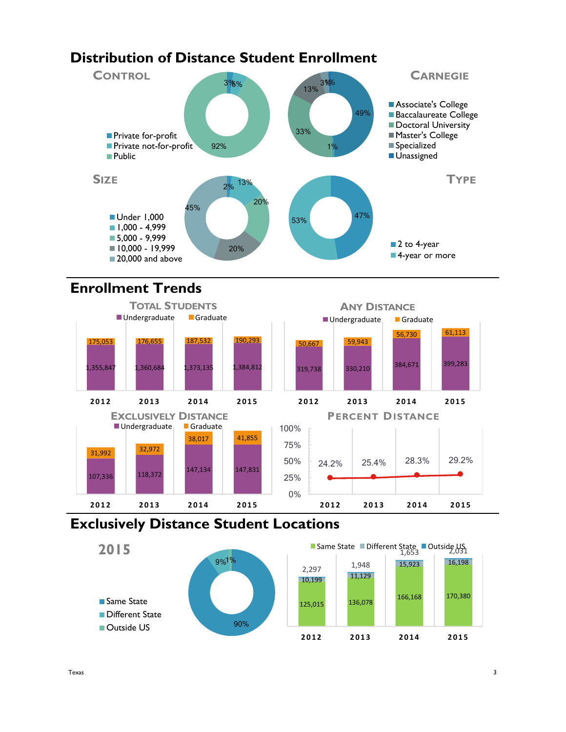# Distribution of Distance Student Enrollment

## Control

| Category | Percent |
| --- | --- |
| Private for-profit | 3% |
| Private not-for-profit | 5% |
| Public | 92% |

## Carnegie

| Category | Percent |
| --- | --- |
| Associate's College | 49% |
| Baccalaureate College | 1% |
| Doctoral University | 33% |
| Master's College | 13% |
| Specialized | 3% |
| Unassigned | 1% |

## Size

| Category | Percent |
| --- | --- |
| Under 1,000 | 2% |
| 1,000 - 4,999 | 13% |
| 5,000 - 9,999 | 20% |
| 10,000 - 19,999 | 20% |
| 20,000 and above | 45% |

## Type

| Category | Percent |
| --- | --- |
| 2 to 4-year | 47% |
| 4-year or more | 53% |

# Enrollment Trends

## Total Students

| Year | Undergraduate | Graduate |
| --- | --- | --- |
| 2012 | 1,355,847 | 175,053 |
| 2013 | 1,360,684 | 176,655 |
| 2014 | 1,373,135 | 187,532 |
| 2015 | 1,384,812 | 190,293 |

## Any Distance

| Year | Undergraduate | Graduate |
| --- | --- | --- |
| 2012 | 319,738 | 50,667 |
| 2013 | 330,210 | 59,943 |
| 2014 | 384,671 | 56,730 |
| 2015 | 399,283 | 61,113 |

## Exclusively Distance

| Year | Undergraduate | Graduate |
| --- | --- | --- |
| 2012 | 107,336 | 31,992 |
| 2013 | 118,372 | 32,972 |
| 2014 | 147,134 | 38,017 |
| 2015 | 147,831 | 41,855 |

## Percent Distance

| Year | Percent |
| --- | --- |
| 2012 | 24.2% |
| 2013 | 25.4% |
| 2014 | 28.3% |
| 2015 | 29.2% |

# Exclusively Distance Student Locations

## 2015

| Location | Percent |
| --- | --- |
| Same State | 90% |
| Different State | 9% |
| Outside US | 1% |

| Year | Same State | Different State | Outside US |
| --- | --- | --- | --- |
| 2012 | 125,015 | 10,199 | 2,297 |
| 2013 | 136,078 | 11,129 | 1,948 |
| 2014 | 166,168 | 15,923 | 1,653 |
| 2015 | 170,380 | 16,198 | 2,031 |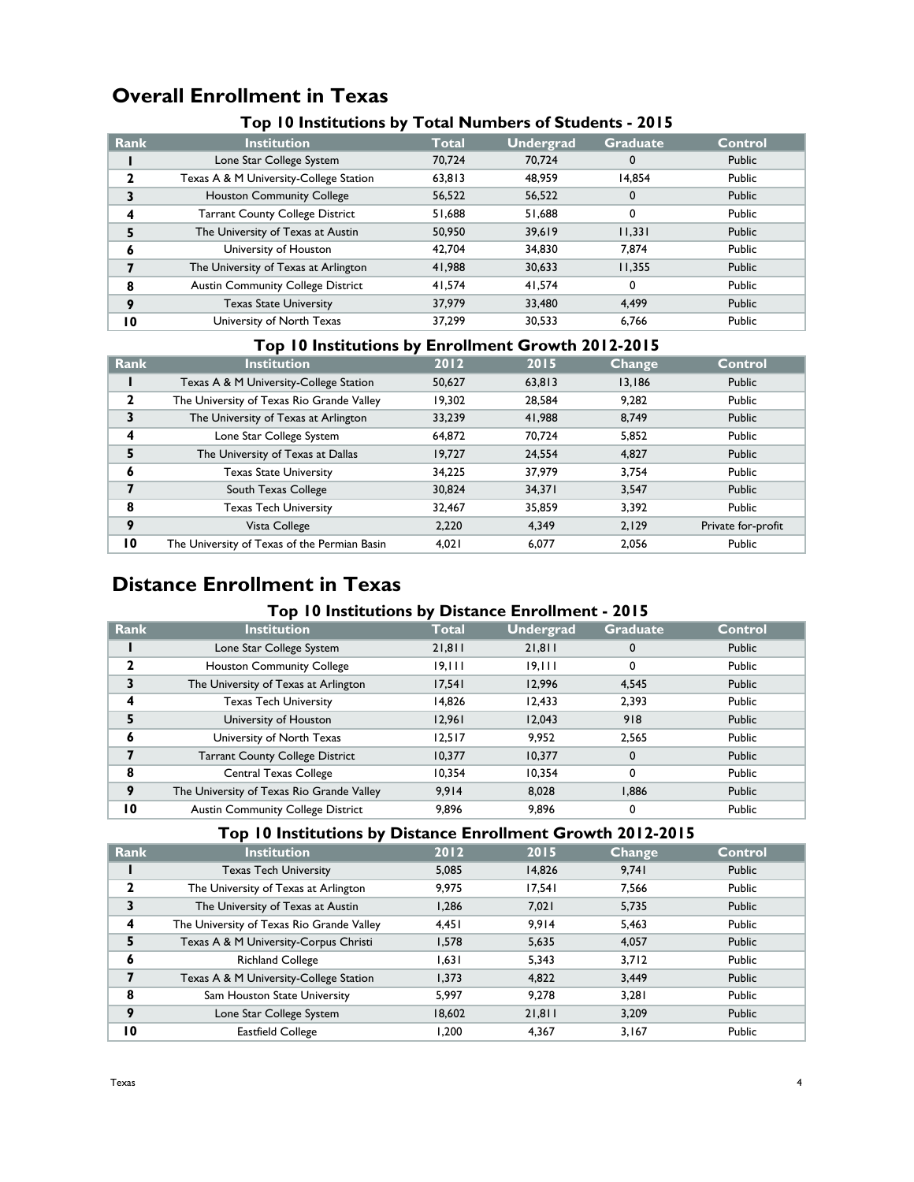## Overall Enrollment in Texas

### Top 10 Institutions by Total Numbers of Students - 2015

| Rank | Institution | Total | Undergrad | Graduate | Control |
|---|---|---|---|---|---|
| 1 | Lone Star College System | 70,724 | 70,724 | 0 | Public |
| 2 | Texas A & M University-College Station | 63,813 | 48,959 | 14,854 | Public |
| 3 | Houston Community College | 56,522 | 56,522 | 0 | Public |
| 4 | Tarrant County College District | 51,688 | 51,688 | 0 | Public |
| 5 | The University of Texas at Austin | 50,950 | 39,619 | 11,331 | Public |
| 6 | University of Houston | 42,704 | 34,830 | 7,874 | Public |
| 7 | The University of Texas at Arlington | 41,988 | 30,633 | 11,355 | Public |
| 8 | Austin Community College District | 41,574 | 41,574 | 0 | Public |
| 9 | Texas State University | 37,979 | 33,480 | 4,499 | Public |
| 10 | University of North Texas | 37,299 | 30,533 | 6,766 | Public |

### Top 10 Institutions by Enrollment Growth 2012-2015

| Rank | Institution | 2012 | 2015 | Change | Control |
|---|---|---|---|---|---|
| 1 | Texas A & M University-College Station | 50,627 | 63,813 | 13,186 | Public |
| 2 | The University of Texas Rio Grande Valley | 19,302 | 28,584 | 9,282 | Public |
| 3 | The University of Texas at Arlington | 33,239 | 41,988 | 8,749 | Public |
| 4 | Lone Star College System | 64,872 | 70,724 | 5,852 | Public |
| 5 | The University of Texas at Dallas | 19,727 | 24,554 | 4,827 | Public |
| 6 | Texas State University | 34,225 | 37,979 | 3,754 | Public |
| 7 | South Texas College | 30,824 | 34,371 | 3,547 | Public |
| 8 | Texas Tech University | 32,467 | 35,859 | 3,392 | Public |
| 9 | Vista College | 2,220 | 4,349 | 2,129 | Private for-profit |
| 10 | The University of Texas of the Permian Basin | 4,021 | 6,077 | 2,056 | Public |

## Distance Enrollment in Texas

### Top 10 Institutions by Distance Enrollment - 2015

| Rank | Institution | Total | Undergrad | Graduate | Control |
|---|---|---|---|---|---|
| 1 | Lone Star College System | 21,811 | 21,811 | 0 | Public |
| 2 | Houston Community College | 19,111 | 19,111 | 0 | Public |
| 3 | The University of Texas at Arlington | 17,541 | 12,996 | 4,545 | Public |
| 4 | Texas Tech University | 14,826 | 12,433 | 2,393 | Public |
| 5 | University of Houston | 12,961 | 12,043 | 918 | Public |
| 6 | University of North Texas | 12,517 | 9,952 | 2,565 | Public |
| 7 | Tarrant County College District | 10,377 | 10,377 | 0 | Public |
| 8 | Central Texas College | 10,354 | 10,354 | 0 | Public |
| 9 | The University of Texas Rio Grande Valley | 9,914 | 8,028 | 1,886 | Public |
| 10 | Austin Community College District | 9,896 | 9,896 | 0 | Public |

### Top 10 Institutions by Distance Enrollment Growth 2012-2015

| Rank | Institution | 2012 | 2015 | Change | Control |
|---|---|---|---|---|---|
| 1 | Texas Tech University | 5,085 | 14,826 | 9,741 | Public |
| 2 | The University of Texas at Arlington | 9,975 | 17,541 | 7,566 | Public |
| 3 | The University of Texas at Austin | 1,286 | 7,021 | 5,735 | Public |
| 4 | The University of Texas Rio Grande Valley | 4,451 | 9,914 | 5,463 | Public |
| 5 | Texas A & M University-Corpus Christi | 1,578 | 5,635 | 4,057 | Public |
| 6 | Richland College | 1,631 | 5,343 | 3,712 | Public |
| 7 | Texas A & M University-College Station | 1,373 | 4,822 | 3,449 | Public |
| 8 | Sam Houston State University | 5,997 | 9,278 | 3,281 | Public |
| 9 | Lone Star College System | 18,602 | 21,811 | 3,209 | Public |
| 10 | Eastfield College | 1,200 | 4,367 | 3,167 | Public |